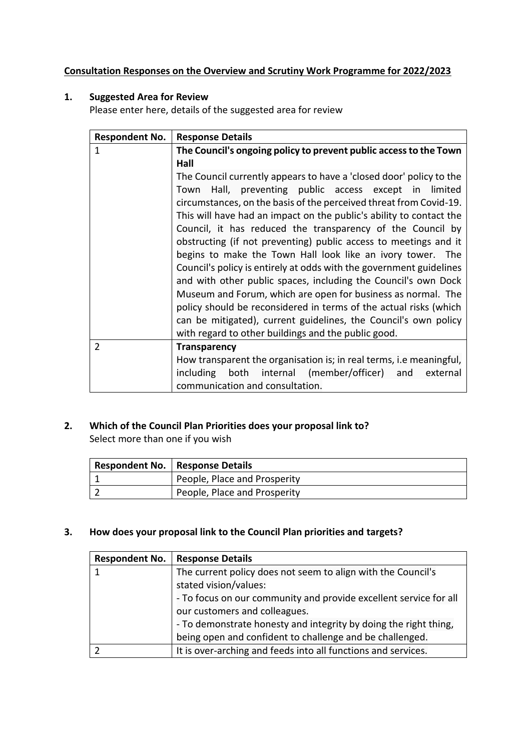**Consultation Responses on the Overview and Scrutiny Work Programme for 2022/2023**

## 1. Suggested Area for Review

Please enter here, details of the suggested area for review

| Respondent No. | Response Details |
|---|---|
| 1 | **The Council's ongoing policy to prevent public access to the Town Hall**<br>The Council currently appears to have a 'closed door' policy to the Town Hall, preventing public access except in limited circumstances, on the basis of the perceived threat from Covid-19. This will have had an impact on the public's ability to contact the Council, it has reduced the transparency of the Council by obstructing (if not preventing) public access to meetings and it begins to make the Town Hall look like an ivory tower. The Council's policy is entirely at odds with the government guidelines and with other public spaces, including the Council's own Dock Museum and Forum, which are open for business as normal. The policy should be reconsidered in terms of the actual risks (which can be mitigated), current guidelines, the Council's own policy with regard to other buildings and the public good. |
| 2 | **Transparency**<br>How transparent the organisation is; in real terms, i.e meaningful, including both internal (member/officer) and external communication and consultation. |

## 2. Which of the Council Plan Priorities does your proposal link to?

Select more than one if you wish

| Respondent No. | Response Details |
|---|---|
| 1 | People, Place and Prosperity |
| 2 | People, Place and Prosperity |

## 3. How does your proposal link to the Council Plan priorities and targets?

| Respondent No. | Response Details |
|---|---|
| 1 | The current policy does not seem to align with the Council's stated vision/values:<br>- To focus on our community and provide excellent service for all our customers and colleagues.<br>- To demonstrate honesty and integrity by doing the right thing, being open and confident to challenge and be challenged. |
| 2 | It is over-arching and feeds into all functions and services. |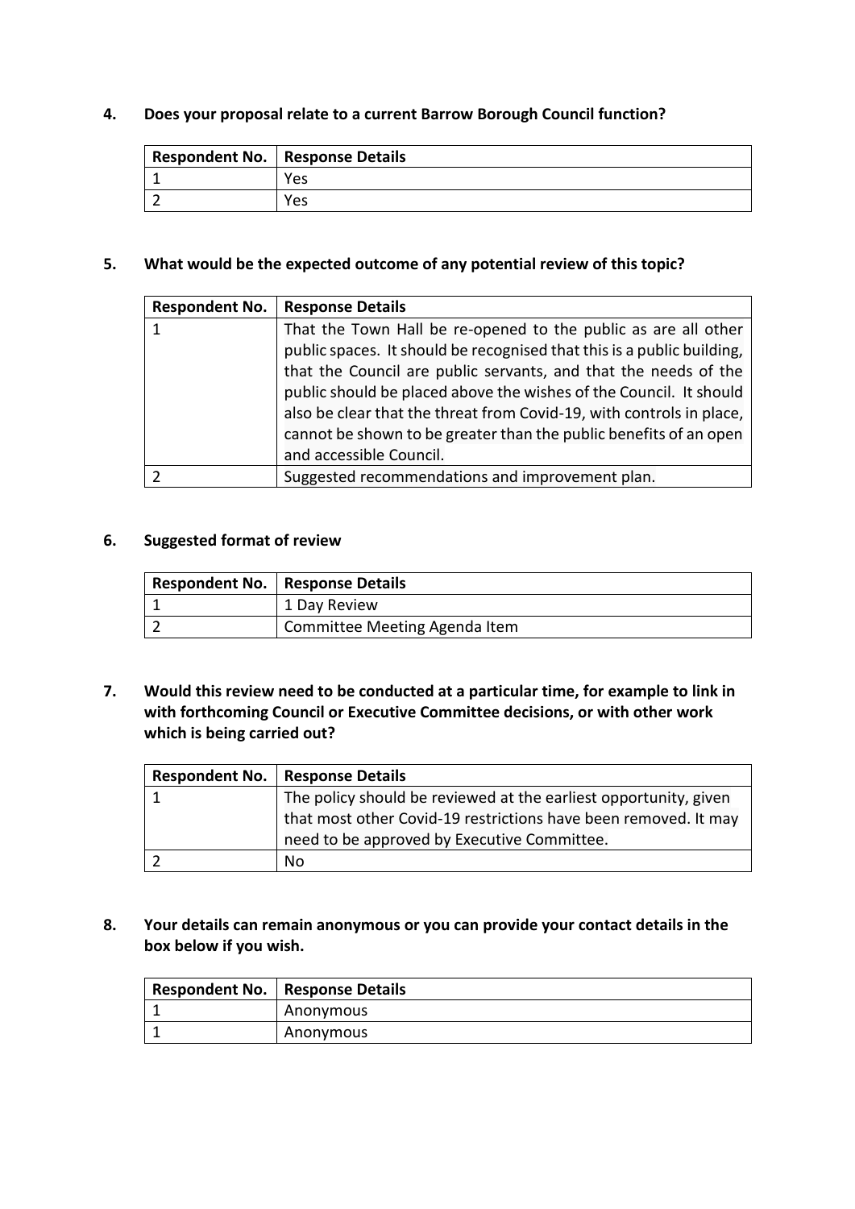**4. Does your proposal relate to a current Barrow Borough Council function?**

| Respondent No. | Response Details |
|---|---|
| 1 | Yes |
| 2 | Yes |

**5. What would be the expected outcome of any potential review of this topic?**

| Respondent No. | Response Details |
|---|---|
| 1 | That the Town Hall be re-opened to the public as are all other public spaces. It should be recognised that this is a public building, that the Council are public servants, and that the needs of the public should be placed above the wishes of the Council. It should also be clear that the threat from Covid-19, with controls in place, cannot be shown to be greater than the public benefits of an open and accessible Council. |
| 2 | Suggested recommendations and improvement plan. |

**6. Suggested format of review**

| Respondent No. | Response Details |
|---|---|
| 1 | 1 Day Review |
| 2 | Committee Meeting Agenda Item |

**7. Would this review need to be conducted at a particular time, for example to link in with forthcoming Council or Executive Committee decisions, or with other work which is being carried out?**

| Respondent No. | Response Details |
|---|---|
| 1 | The policy should be reviewed at the earliest opportunity, given that most other Covid-19 restrictions have been removed. It may need to be approved by Executive Committee. |
| 2 | No |

**8. Your details can remain anonymous or you can provide your contact details in the box below if you wish.**

| Respondent No. | Response Details |
|---|---|
| 1 | Anonymous |
| 1 | Anonymous |